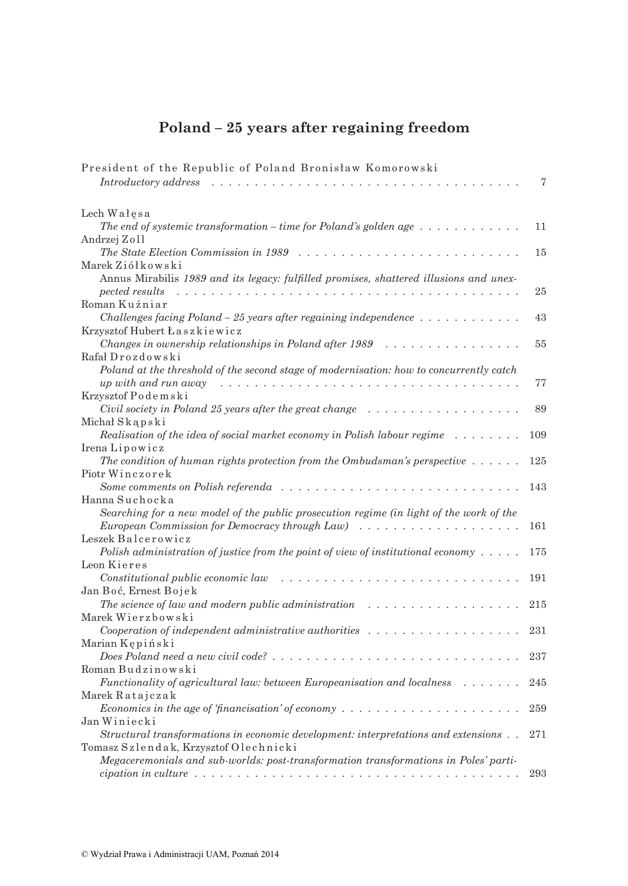# Poland – 25 years after regaining freedom

President of the Republic of Poland Bronisław Komorowski
*Introductory address* . . . . . . . . . . . . . . . . . . . . . . . . . . . . . . . . . . . 7

Lech Wałęsa
*The end of systemic transformation – time for Poland's golden age* . . . . . . . . . . . 11

Andrzej Zoll
*The State Election Commission in 1989* . . . . . . . . . . . . . . . . . . . . . . . . 15

Marek Ziółkowski
Annus Mirabilis *1989 and its legacy: fulfilled promises, shattered illusions and unexpected results* . . . . . . . . . . . . . . . . . . . . . . . . . . . . . . . . . . . . . 25

Roman Kuźniar
*Challenges facing Poland – 25 years after regaining independence* . . . . . . . . . . . 43

Krzysztof Hubert Łaszkiewicz
*Changes in ownership relationships in Poland after 1989* . . . . . . . . . . . . . . . . 55

Rafał Drozdowski
*Poland at the threshold of the second stage of modernisation: how to concurrently catch up with and run away* . . . . . . . . . . . . . . . . . . . . . . . . . . . . . . . . . 77

Krzysztof Podemski
*Civil society in Poland 25 years after the great change* . . . . . . . . . . . . . . . . . 89

Michał Skąpski
*Realisation of the idea of social market economy in Polish labour regime* . . . . . . . . 109

Irena Lipowicz
*The condition of human rights protection from the Ombudsman's perspective* . . . . . . 125

Piotr Winczorek
*Some comments on Polish referenda* . . . . . . . . . . . . . . . . . . . . . . . . . . 143

Hanna Suchocka
*Searching for a new model of the public prosecution regime (in light of the work of the European Commission for Democracy through Law)* . . . . . . . . . . . . . . . . . . . 161

Leszek Balcerowicz
*Polish administration of justice from the point of view of institutional economy* . . . . . 175

Leon Kieres
*Constitutional public economic law* . . . . . . . . . . . . . . . . . . . . . . . . . . 191

Jan Boć, Ernest Bojek
*The science of law and modern public administration* . . . . . . . . . . . . . . . . . 215

Marek Wierzbowski
*Cooperation of independent administrative authorities* . . . . . . . . . . . . . . . . . 231

Marian Kępiński
*Does Poland need a new civil code?* . . . . . . . . . . . . . . . . . . . . . . . . . . 237

Roman Budzinowski
*Functionality of agricultural law: between Europeanisation and localness* . . . . . . . 245

Marek Ratajczak
*Economics in the age of 'financisation' of economy* . . . . . . . . . . . . . . . . . . . 259

Jan Winiecki
*Structural transformations in economic development: interpretations and extensions* . . 271

Tomasz Szlendak, Krzysztof Olechnicki
*Megaceremonials and sub-worlds: post-transformation transformations in Poles' participation in culture* . . . . . . . . . . . . . . . . . . . . . . . . . . . . . . . . . . . 293

© Wydział Prawa i Administracji UAM, Poznań 2014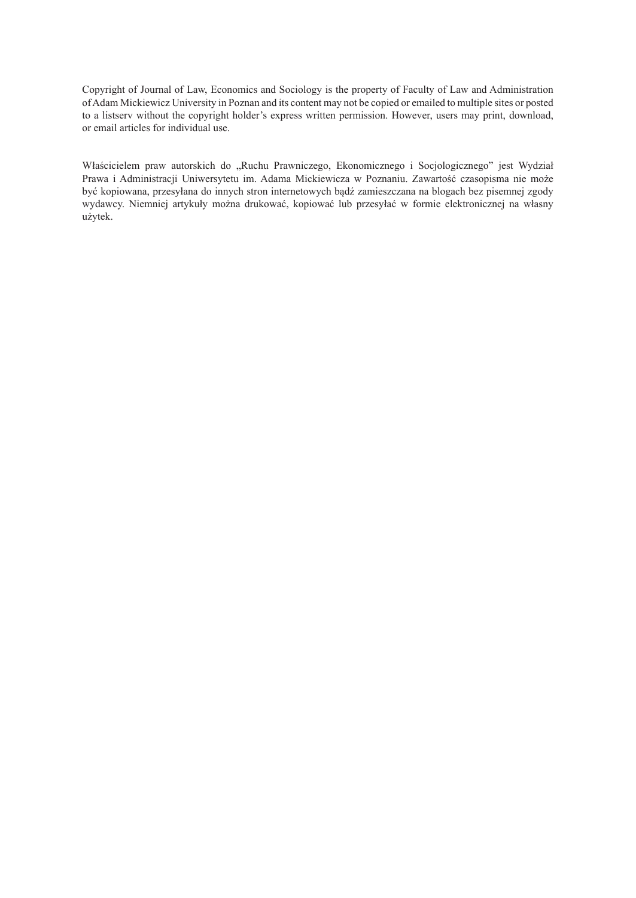Copyright of Journal of Law, Economics and Sociology is the property of Faculty of Law and Administration of Adam Mickiewicz University in Poznan and its content may not be copied or emailed to multiple sites or posted to a listserv without the copyright holder's express written permission. However, users may print, download, or email articles for individual use.

Właścicielem praw autorskich do „Ruchu Prawniczego, Ekonomicznego i Socjologicznego" jest Wydział Prawa i Administracji Uniwersytetu im. Adama Mickiewicza w Poznaniu. Zawartość czasopisma nie może być kopiowana, przesyłana do innych stron internetowych bądź zamieszczana na blogach bez pisemnej zgody wydawcy. Niemniej artykuły można drukować, kopiować lub przesyłać w formie elektronicznej na własny użytek.